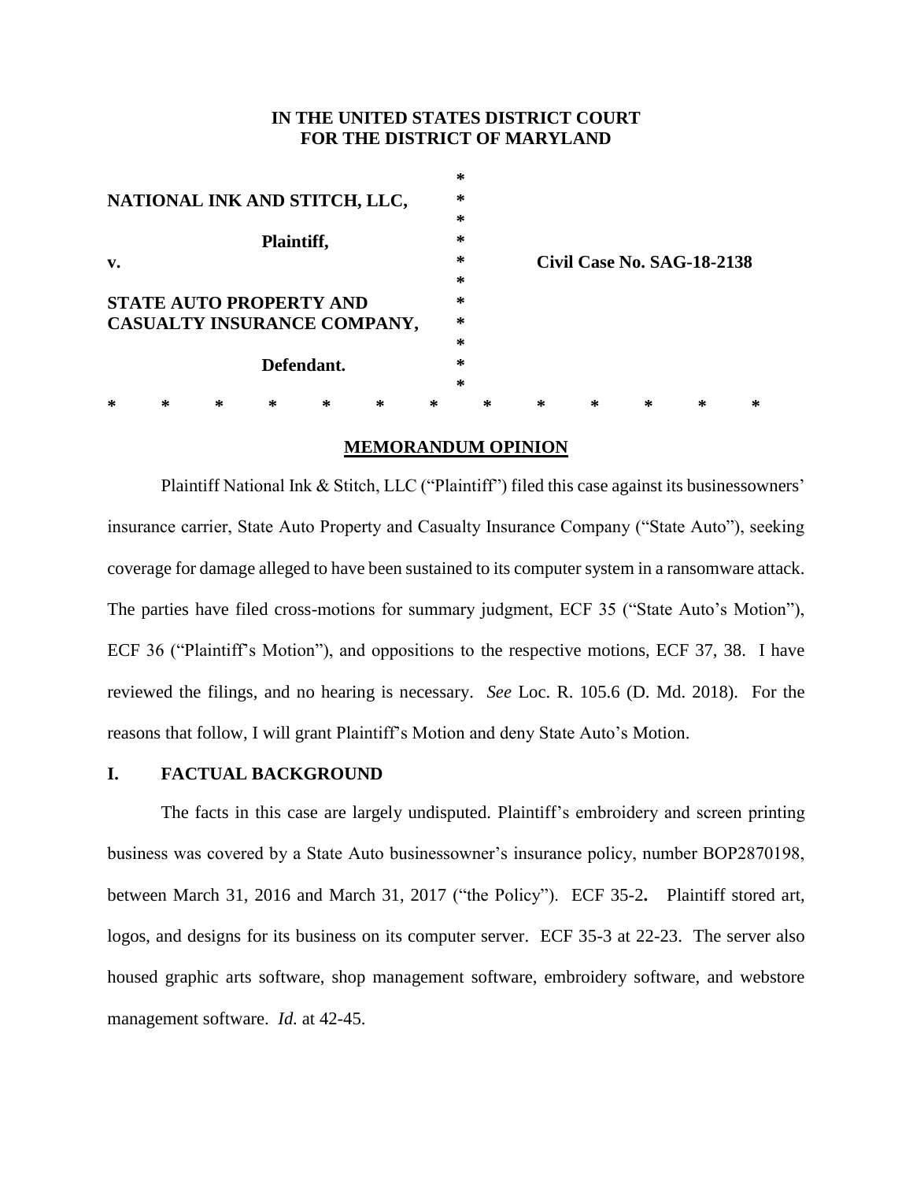**IN THE UNITED STATES DISTRICT COURT**
**FOR THE DISTRICT OF MARYLAND**

| | | |
|---|---|---|
| **NATIONAL INK AND STITCH, LLC,** | * | |
| **Plaintiff,** | * | |
| **v.** | * | **Civil Case No. SAG-18-2138** |
| **STATE AUTO PROPERTY AND CASUALTY INSURANCE COMPANY,** | * | |
| **Defendant.** | * | |

\* \* \* \* \* \* \* \* \* \* \* \* \*

**MEMORANDUM OPINION**

Plaintiff National Ink & Stitch, LLC ("Plaintiff") filed this case against its businessowners' insurance carrier, State Auto Property and Casualty Insurance Company ("State Auto"), seeking coverage for damage alleged to have been sustained to its computer system in a ransomware attack. The parties have filed cross-motions for summary judgment, ECF 35 ("State Auto's Motion"), ECF 36 ("Plaintiff's Motion"), and oppositions to the respective motions, ECF 37, 38. I have reviewed the filings, and no hearing is necessary. *See* Loc. R. 105.6 (D. Md. 2018). For the reasons that follow, I will grant Plaintiff's Motion and deny State Auto's Motion.

## I. FACTUAL BACKGROUND

The facts in this case are largely undisputed. Plaintiff's embroidery and screen printing business was covered by a State Auto businessowner's insurance policy, number BOP2870198, between March 31, 2016 and March 31, 2017 ("the Policy"). ECF 35-2**.** Plaintiff stored art, logos, and designs for its business on its computer server. ECF 35-3 at 22-23. The server also housed graphic arts software, shop management software, embroidery software, and webstore management software. *Id.* at 42-45.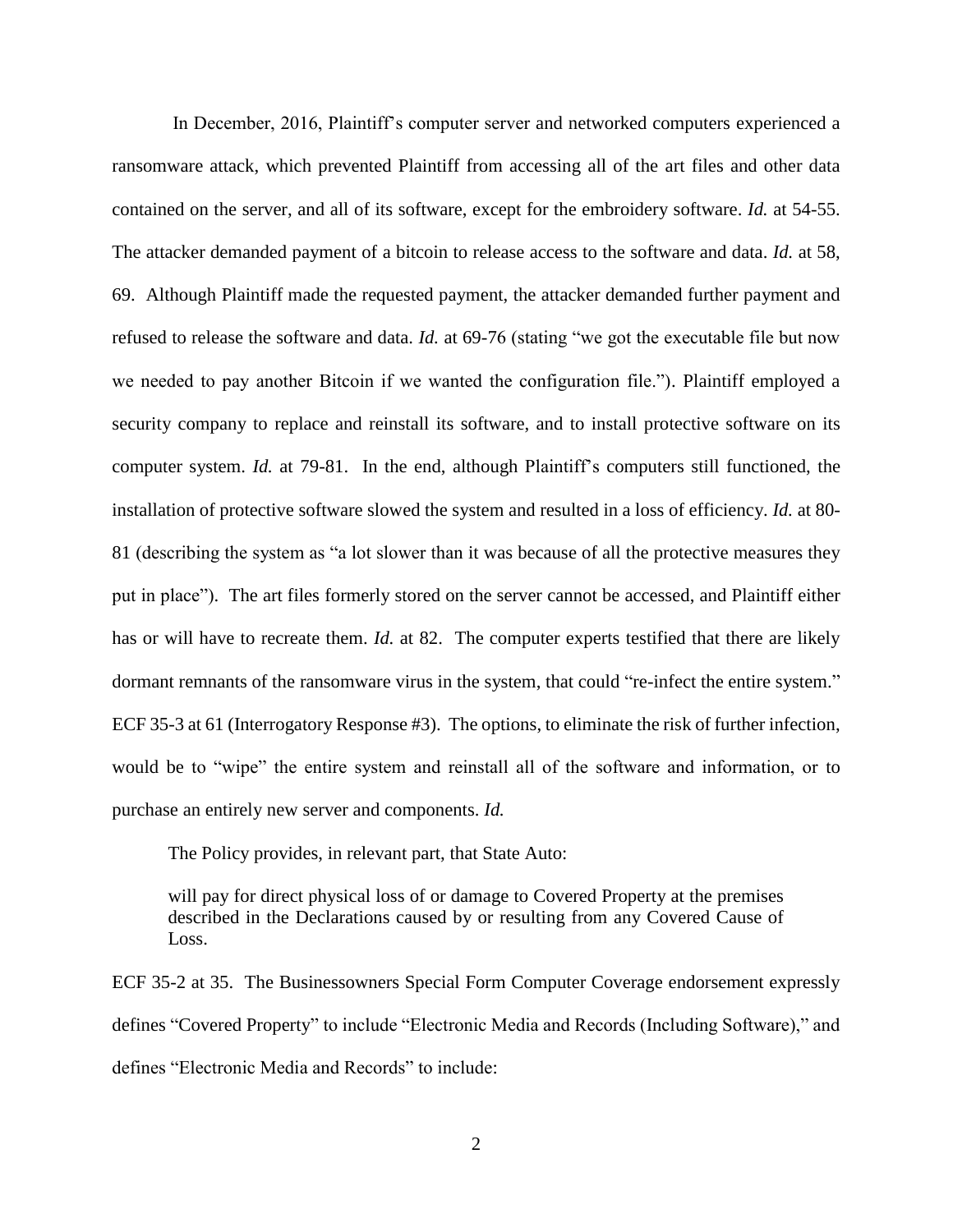In December, 2016, Plaintiff's computer server and networked computers experienced a ransomware attack, which prevented Plaintiff from accessing all of the art files and other data contained on the server, and all of its software, except for the embroidery software. *Id.* at 54-55. The attacker demanded payment of a bitcoin to release access to the software and data. *Id.* at 58, 69. Although Plaintiff made the requested payment, the attacker demanded further payment and refused to release the software and data. *Id.* at 69-76 (stating "we got the executable file but now we needed to pay another Bitcoin if we wanted the configuration file."). Plaintiff employed a security company to replace and reinstall its software, and to install protective software on its computer system. *Id.* at 79-81. In the end, although Plaintiff's computers still functioned, the installation of protective software slowed the system and resulted in a loss of efficiency. *Id.* at 80-81 (describing the system as "a lot slower than it was because of all the protective measures they put in place"). The art files formerly stored on the server cannot be accessed, and Plaintiff either has or will have to recreate them. *Id.* at 82. The computer experts testified that there are likely dormant remnants of the ransomware virus in the system, that could "re-infect the entire system." ECF 35-3 at 61 (Interrogatory Response #3). The options, to eliminate the risk of further infection, would be to "wipe" the entire system and reinstall all of the software and information, or to purchase an entirely new server and components. *Id.*

The Policy provides, in relevant part, that State Auto:

> will pay for direct physical loss of or damage to Covered Property at the premises described in the Declarations caused by or resulting from any Covered Cause of Loss.

ECF 35-2 at 35. The Businessowners Special Form Computer Coverage endorsement expressly defines "Covered Property" to include "Electronic Media and Records (Including Software)," and defines "Electronic Media and Records" to include: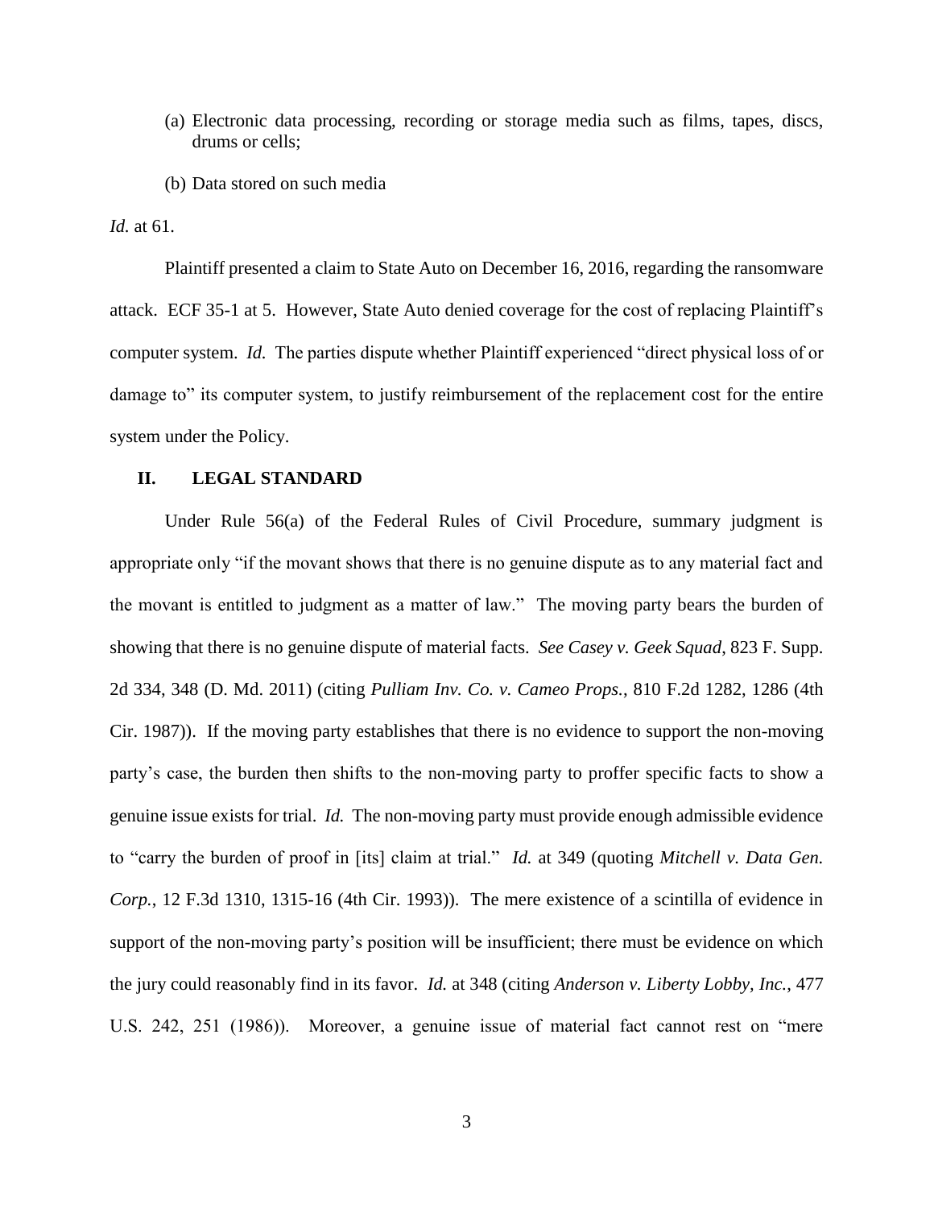(a) Electronic data processing, recording or storage media such as films, tapes, discs, drums or cells;

(b) Data stored on such media

*Id.* at 61.

Plaintiff presented a claim to State Auto on December 16, 2016, regarding the ransomware attack. ECF 35-1 at 5. However, State Auto denied coverage for the cost of replacing Plaintiff's computer system. *Id.* The parties dispute whether Plaintiff experienced "direct physical loss of or damage to" its computer system, to justify reimbursement of the replacement cost for the entire system under the Policy.

## II. LEGAL STANDARD

Under Rule 56(a) of the Federal Rules of Civil Procedure, summary judgment is appropriate only "if the movant shows that there is no genuine dispute as to any material fact and the movant is entitled to judgment as a matter of law." The moving party bears the burden of showing that there is no genuine dispute of material facts. *See Casey v. Geek Squad*, 823 F. Supp. 2d 334, 348 (D. Md. 2011) (citing *Pulliam Inv. Co. v. Cameo Props.*, 810 F.2d 1282, 1286 (4th Cir. 1987)). If the moving party establishes that there is no evidence to support the non-moving party's case, the burden then shifts to the non-moving party to proffer specific facts to show a genuine issue exists for trial. *Id.* The non-moving party must provide enough admissible evidence to "carry the burden of proof in [its] claim at trial." *Id.* at 349 (quoting *Mitchell v. Data Gen. Corp.*, 12 F.3d 1310, 1315-16 (4th Cir. 1993)). The mere existence of a scintilla of evidence in support of the non-moving party's position will be insufficient; there must be evidence on which the jury could reasonably find in its favor. *Id.* at 348 (citing *Anderson v. Liberty Lobby, Inc.*, 477 U.S. 242, 251 (1986)). Moreover, a genuine issue of material fact cannot rest on "mere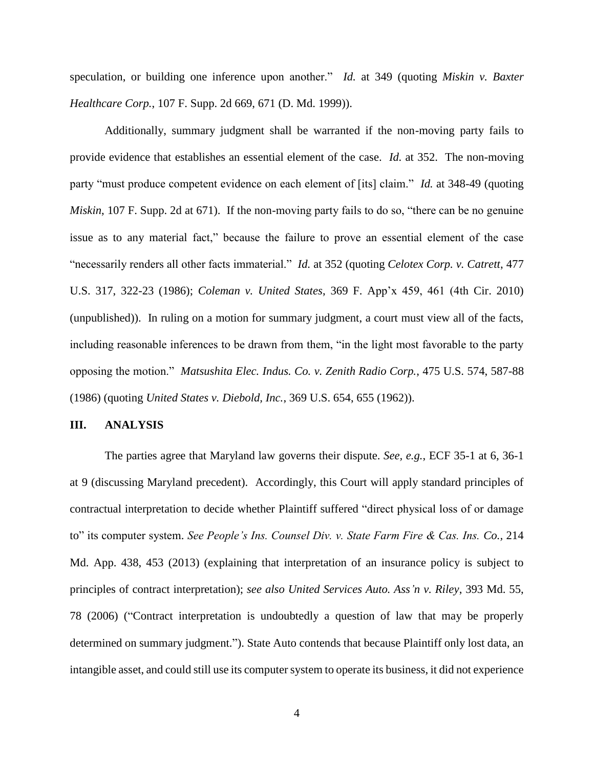speculation, or building one inference upon another." *Id.* at 349 (quoting *Miskin v. Baxter Healthcare Corp.*, 107 F. Supp. 2d 669, 671 (D. Md. 1999)).

Additionally, summary judgment shall be warranted if the non-moving party fails to provide evidence that establishes an essential element of the case. *Id.* at 352. The non-moving party "must produce competent evidence on each element of [its] claim." *Id.* at 348-49 (quoting *Miskin*, 107 F. Supp. 2d at 671). If the non-moving party fails to do so, "there can be no genuine issue as to any material fact," because the failure to prove an essential element of the case "necessarily renders all other facts immaterial." *Id.* at 352 (quoting *Celotex Corp. v. Catrett*, 477 U.S. 317, 322-23 (1986); *Coleman v. United States*, 369 F. App'x 459, 461 (4th Cir. 2010) (unpublished)). In ruling on a motion for summary judgment, a court must view all of the facts, including reasonable inferences to be drawn from them, "in the light most favorable to the party opposing the motion." *Matsushita Elec. Indus. Co. v. Zenith Radio Corp.*, 475 U.S. 574, 587-88 (1986) (quoting *United States v. Diebold, Inc.*, 369 U.S. 654, 655 (1962)).

## III. ANALYSIS

The parties agree that Maryland law governs their dispute. *See, e.g.*, ECF 35-1 at 6, 36-1 at 9 (discussing Maryland precedent). Accordingly, this Court will apply standard principles of contractual interpretation to decide whether Plaintiff suffered "direct physical loss of or damage to" its computer system. *See People's Ins. Counsel Div. v. State Farm Fire & Cas. Ins. Co.*, 214 Md. App. 438, 453 (2013) (explaining that interpretation of an insurance policy is subject to principles of contract interpretation); *see also United Services Auto. Ass'n v. Riley*, 393 Md. 55, 78 (2006) ("Contract interpretation is undoubtedly a question of law that may be properly determined on summary judgment."). State Auto contends that because Plaintiff only lost data, an intangible asset, and could still use its computer system to operate its business, it did not experience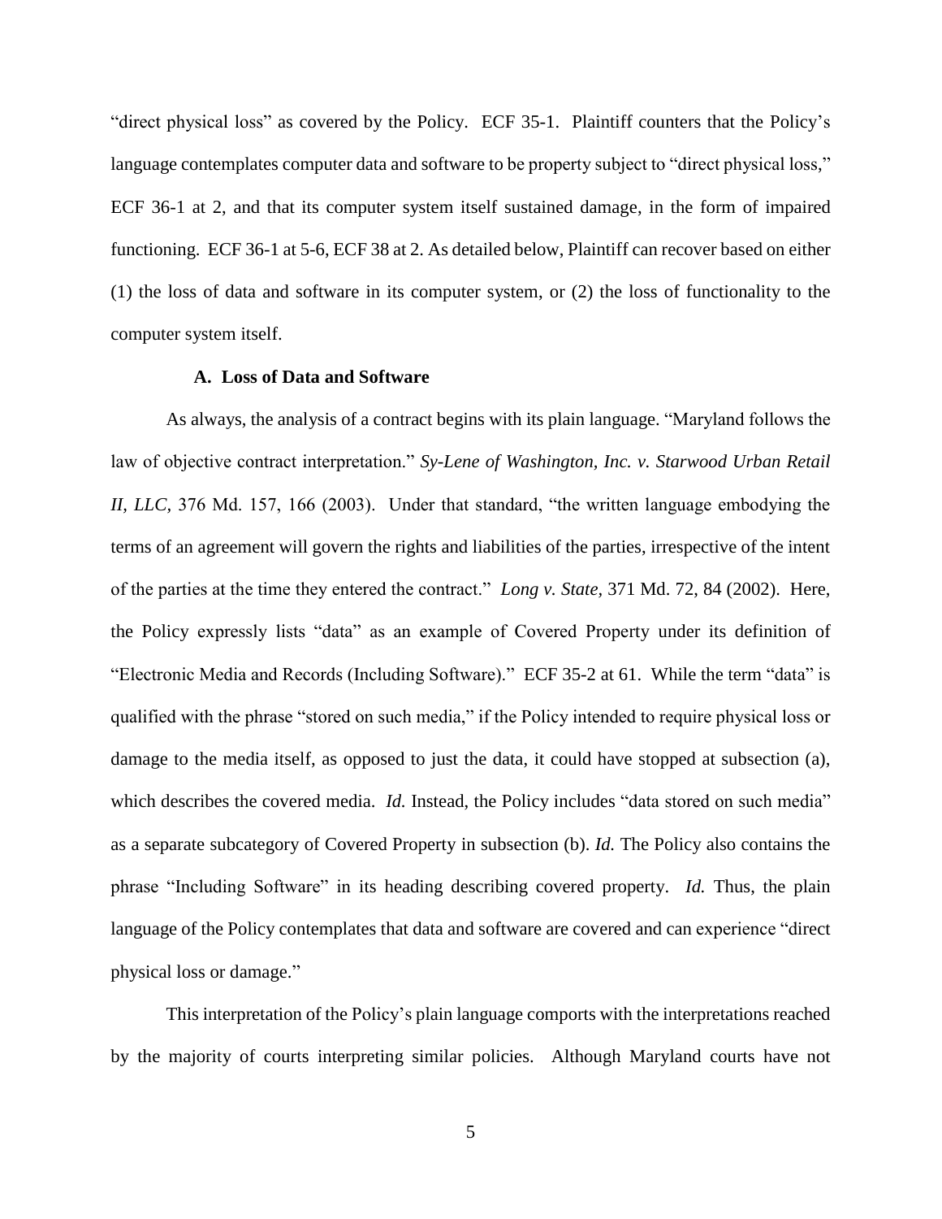"direct physical loss" as covered by the Policy. ECF 35-1. Plaintiff counters that the Policy's language contemplates computer data and software to be property subject to "direct physical loss," ECF 36-1 at 2, and that its computer system itself sustained damage, in the form of impaired functioning. ECF 36-1 at 5-6, ECF 38 at 2. As detailed below, Plaintiff can recover based on either (1) the loss of data and software in its computer system, or (2) the loss of functionality to the computer system itself.

### A. Loss of Data and Software

As always, the analysis of a contract begins with its plain language. "Maryland follows the law of objective contract interpretation." *Sy-Lene of Washington, Inc. v. Starwood Urban Retail II, LLC*, 376 Md. 157, 166 (2003). Under that standard, "the written language embodying the terms of an agreement will govern the rights and liabilities of the parties, irrespective of the intent of the parties at the time they entered the contract." *Long v. State,* 371 Md. 72, 84 (2002). Here, the Policy expressly lists "data" as an example of Covered Property under its definition of "Electronic Media and Records (Including Software)." ECF 35-2 at 61. While the term "data" is qualified with the phrase "stored on such media," if the Policy intended to require physical loss or damage to the media itself, as opposed to just the data, it could have stopped at subsection (a), which describes the covered media. *Id.* Instead, the Policy includes "data stored on such media" as a separate subcategory of Covered Property in subsection (b). *Id.* The Policy also contains the phrase "Including Software" in its heading describing covered property. *Id.* Thus, the plain language of the Policy contemplates that data and software are covered and can experience "direct physical loss or damage."

This interpretation of the Policy's plain language comports with the interpretations reached by the majority of courts interpreting similar policies. Although Maryland courts have not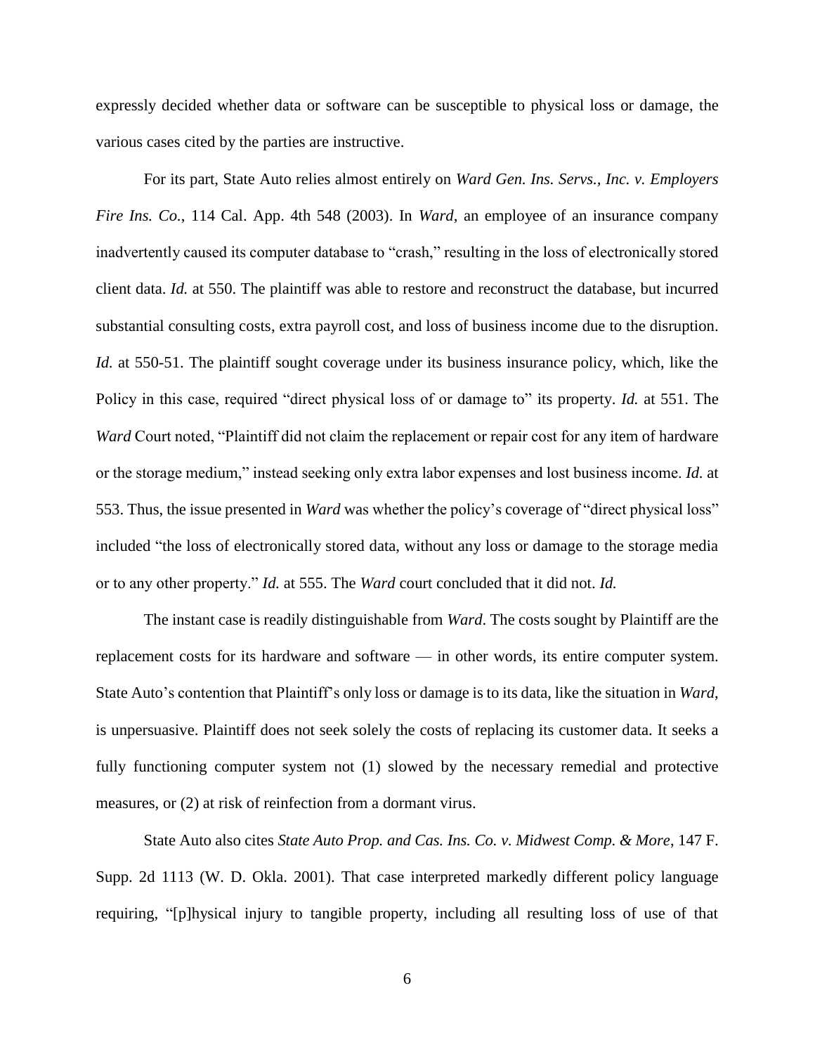expressly decided whether data or software can be susceptible to physical loss or damage, the various cases cited by the parties are instructive.

For its part, State Auto relies almost entirely on *Ward Gen. Ins. Servs., Inc. v. Employers Fire Ins. Co.*, 114 Cal. App. 4th 548 (2003). In *Ward*, an employee of an insurance company inadvertently caused its computer database to "crash," resulting in the loss of electronically stored client data. *Id.* at 550. The plaintiff was able to restore and reconstruct the database, but incurred substantial consulting costs, extra payroll cost, and loss of business income due to the disruption. *Id.* at 550-51. The plaintiff sought coverage under its business insurance policy, which, like the Policy in this case, required "direct physical loss of or damage to" its property. *Id.* at 551. The *Ward* Court noted, "Plaintiff did not claim the replacement or repair cost for any item of hardware or the storage medium," instead seeking only extra labor expenses and lost business income. *Id.* at 553. Thus, the issue presented in *Ward* was whether the policy's coverage of "direct physical loss" included "the loss of electronically stored data, without any loss or damage to the storage media or to any other property." *Id.* at 555. The *Ward* court concluded that it did not. *Id.*

The instant case is readily distinguishable from *Ward*. The costs sought by Plaintiff are the replacement costs for its hardware and software — in other words, its entire computer system. State Auto's contention that Plaintiff's only loss or damage is to its data, like the situation in *Ward*, is unpersuasive. Plaintiff does not seek solely the costs of replacing its customer data. It seeks a fully functioning computer system not (1) slowed by the necessary remedial and protective measures, or (2) at risk of reinfection from a dormant virus.

State Auto also cites *State Auto Prop. and Cas. Ins. Co. v. Midwest Comp. & More*, 147 F. Supp. 2d 1113 (W. D. Okla. 2001). That case interpreted markedly different policy language requiring, "[p]hysical injury to tangible property, including all resulting loss of use of that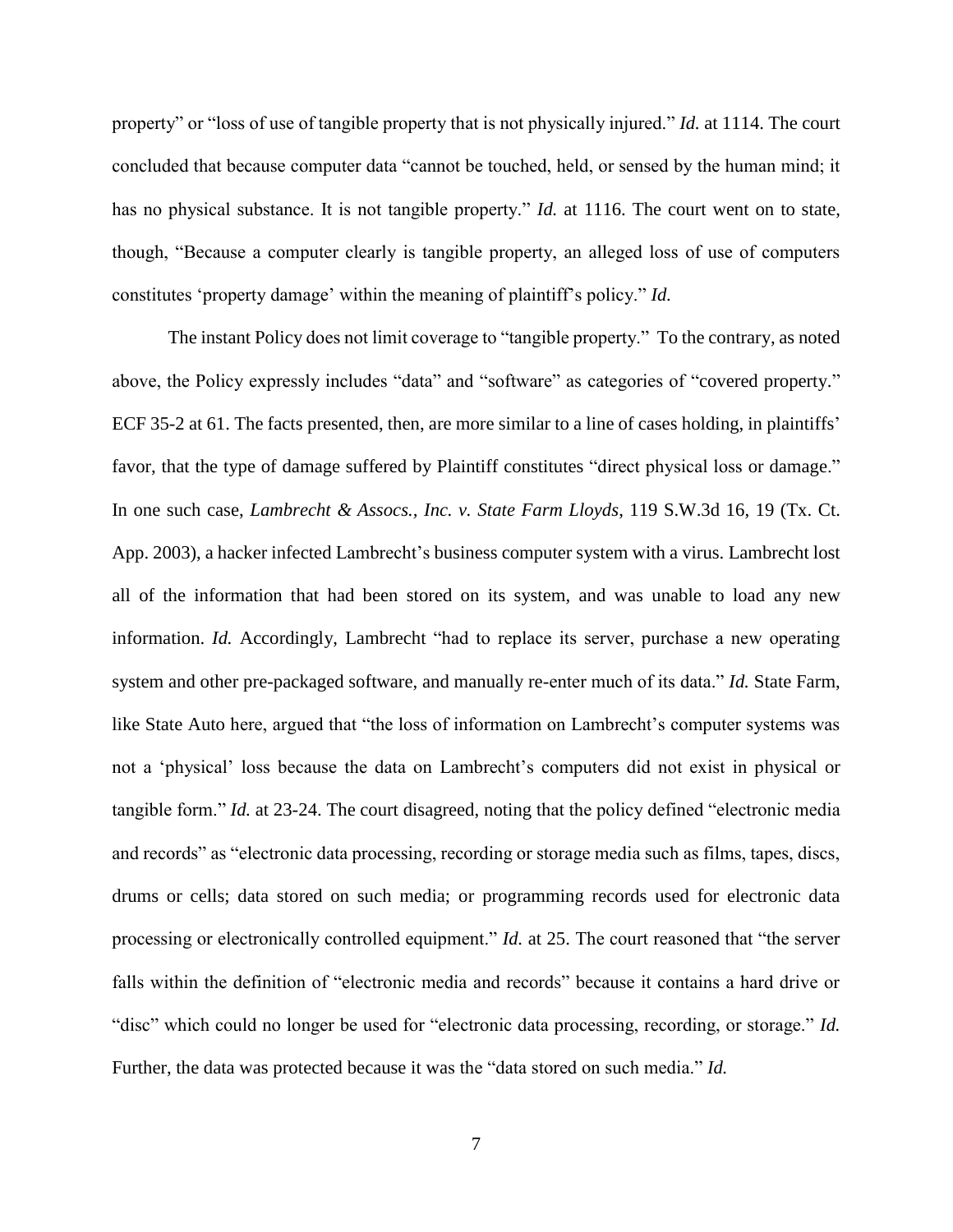property" or "loss of use of tangible property that is not physically injured." *Id.* at 1114. The court concluded that because computer data "cannot be touched, held, or sensed by the human mind; it has no physical substance. It is not tangible property." *Id.* at 1116. The court went on to state, though, "Because a computer clearly is tangible property, an alleged loss of use of computers constitutes 'property damage' within the meaning of plaintiff's policy." *Id.*

The instant Policy does not limit coverage to "tangible property." To the contrary, as noted above, the Policy expressly includes "data" and "software" as categories of "covered property." ECF 35-2 at 61. The facts presented, then, are more similar to a line of cases holding, in plaintiffs' favor, that the type of damage suffered by Plaintiff constitutes "direct physical loss or damage." In one such case, *Lambrecht & Assocs., Inc. v. State Farm Lloyds*, 119 S.W.3d 16, 19 (Tx. Ct. App. 2003), a hacker infected Lambrecht's business computer system with a virus. Lambrecht lost all of the information that had been stored on its system, and was unable to load any new information. *Id.* Accordingly, Lambrecht "had to replace its server, purchase a new operating system and other pre-packaged software, and manually re-enter much of its data." *Id.* State Farm, like State Auto here, argued that "the loss of information on Lambrecht's computer systems was not a 'physical' loss because the data on Lambrecht's computers did not exist in physical or tangible form." *Id.* at 23-24. The court disagreed, noting that the policy defined "electronic media and records" as "electronic data processing, recording or storage media such as films, tapes, discs, drums or cells; data stored on such media; or programming records used for electronic data processing or electronically controlled equipment." *Id.* at 25. The court reasoned that "the server falls within the definition of "electronic media and records" because it contains a hard drive or "disc" which could no longer be used for "electronic data processing, recording, or storage." *Id.* Further, the data was protected because it was the "data stored on such media." *Id.*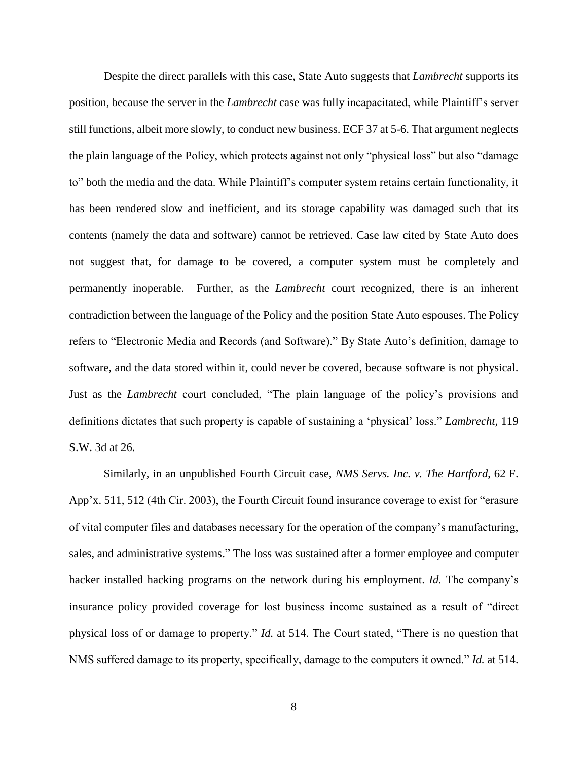Despite the direct parallels with this case, State Auto suggests that *Lambrecht* supports its position, because the server in the *Lambrecht* case was fully incapacitated, while Plaintiff's server still functions, albeit more slowly, to conduct new business. ECF 37 at 5-6. That argument neglects the plain language of the Policy, which protects against not only "physical loss" but also "damage to" both the media and the data. While Plaintiff's computer system retains certain functionality, it has been rendered slow and inefficient, and its storage capability was damaged such that its contents (namely the data and software) cannot be retrieved. Case law cited by State Auto does not suggest that, for damage to be covered, a computer system must be completely and permanently inoperable. Further, as the *Lambrecht* court recognized, there is an inherent contradiction between the language of the Policy and the position State Auto espouses. The Policy refers to "Electronic Media and Records (and Software)." By State Auto's definition, damage to software, and the data stored within it, could never be covered, because software is not physical. Just as the *Lambrecht* court concluded, "The plain language of the policy's provisions and definitions dictates that such property is capable of sustaining a 'physical' loss." *Lambrecht*, 119 S.W. 3d at 26.

Similarly, in an unpublished Fourth Circuit case, *NMS Servs. Inc. v. The Hartford*, 62 F. App'x. 511, 512 (4th Cir. 2003), the Fourth Circuit found insurance coverage to exist for "erasure of vital computer files and databases necessary for the operation of the company's manufacturing, sales, and administrative systems." The loss was sustained after a former employee and computer hacker installed hacking programs on the network during his employment. *Id.* The company's insurance policy provided coverage for lost business income sustained as a result of "direct physical loss of or damage to property." *Id.* at 514. The Court stated, "There is no question that NMS suffered damage to its property, specifically, damage to the computers it owned." *Id.* at 514.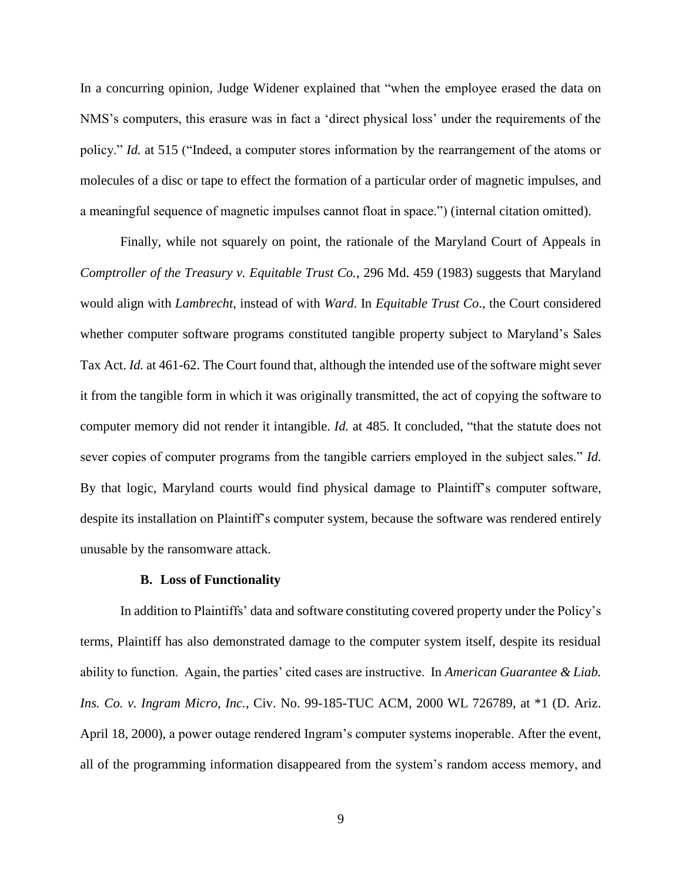In a concurring opinion, Judge Widener explained that "when the employee erased the data on NMS's computers, this erasure was in fact a 'direct physical loss' under the requirements of the policy." *Id.* at 515 ("Indeed, a computer stores information by the rearrangement of the atoms or molecules of a disc or tape to effect the formation of a particular order of magnetic impulses, and a meaningful sequence of magnetic impulses cannot float in space.") (internal citation omitted).

Finally, while not squarely on point, the rationale of the Maryland Court of Appeals in *Comptroller of the Treasury v. Equitable Trust Co.*, 296 Md. 459 (1983) suggests that Maryland would align with *Lambrecht*, instead of with *Ward*. In *Equitable Trust Co*., the Court considered whether computer software programs constituted tangible property subject to Maryland's Sales Tax Act. *Id.* at 461-62. The Court found that, although the intended use of the software might sever it from the tangible form in which it was originally transmitted, the act of copying the software to computer memory did not render it intangible. *Id.* at 485. It concluded, "that the statute does not sever copies of computer programs from the tangible carriers employed in the subject sales." *Id.* By that logic, Maryland courts would find physical damage to Plaintiff's computer software, despite its installation on Plaintiff's computer system, because the software was rendered entirely unusable by the ransomware attack.

**B. Loss of Functionality**

In addition to Plaintiffs' data and software constituting covered property under the Policy's terms, Plaintiff has also demonstrated damage to the computer system itself, despite its residual ability to function. Again, the parties' cited cases are instructive. In *American Guarantee & Liab. Ins. Co. v. Ingram Micro, Inc.*, Civ. No. 99-185-TUC ACM, 2000 WL 726789, at *1 (D. Ariz. April 18, 2000), a power outage rendered Ingram's computer systems inoperable. After the event, all of the programming information disappeared from the system's random access memory, and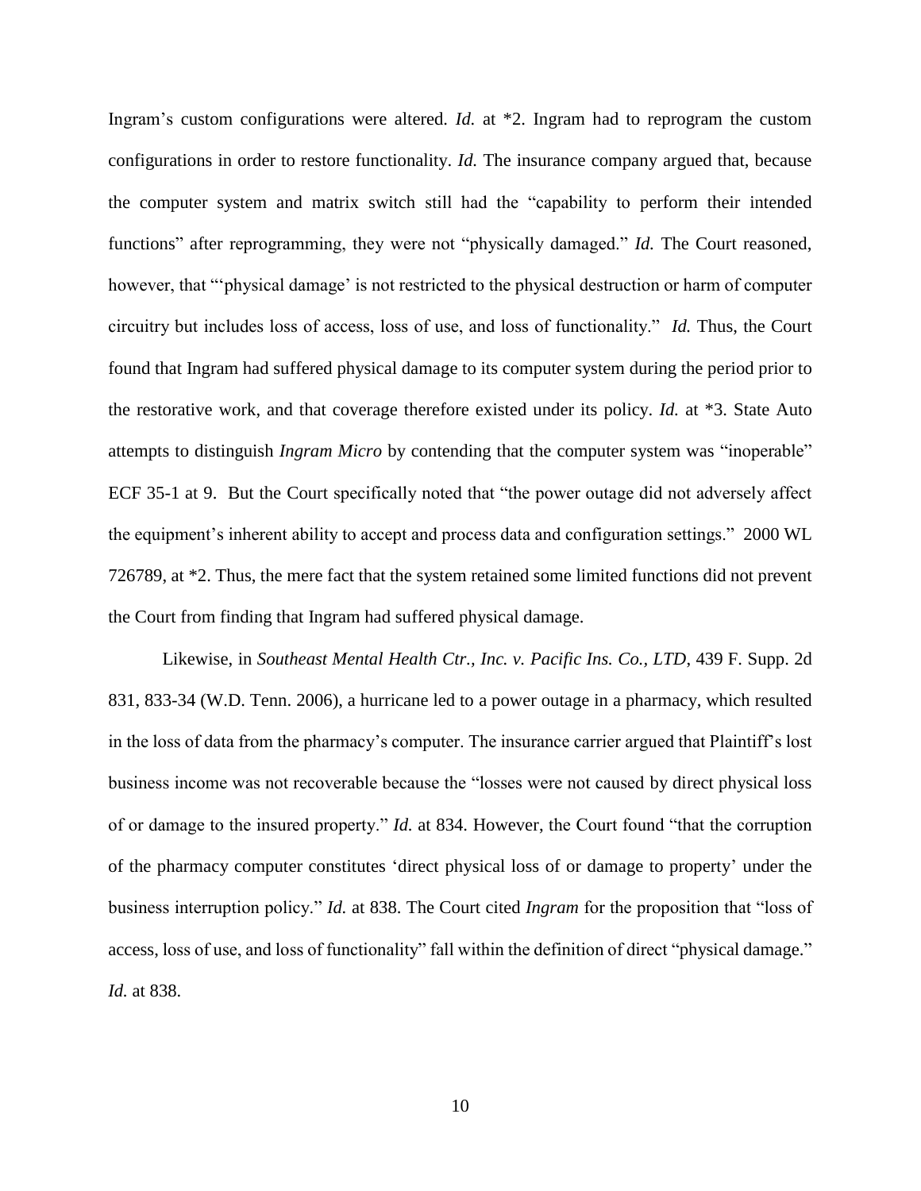Ingram's custom configurations were altered. *Id.* at *2. Ingram had to reprogram the custom configurations in order to restore functionality. *Id.* The insurance company argued that, because the computer system and matrix switch still had the "capability to perform their intended functions" after reprogramming, they were not "physically damaged." *Id.* The Court reasoned, however, that "'physical damage' is not restricted to the physical destruction or harm of computer circuitry but includes loss of access, loss of use, and loss of functionality." *Id.* Thus, the Court found that Ingram had suffered physical damage to its computer system during the period prior to the restorative work, and that coverage therefore existed under its policy. *Id.* at *3. State Auto attempts to distinguish *Ingram Micro* by contending that the computer system was "inoperable" ECF 35-1 at 9. But the Court specifically noted that "the power outage did not adversely affect the equipment's inherent ability to accept and process data and configuration settings." 2000 WL 726789, at *2. Thus, the mere fact that the system retained some limited functions did not prevent the Court from finding that Ingram had suffered physical damage.

Likewise, in *Southeast Mental Health Ctr., Inc. v. Pacific Ins. Co., LTD*, 439 F. Supp. 2d 831, 833-34 (W.D. Tenn. 2006), a hurricane led to a power outage in a pharmacy, which resulted in the loss of data from the pharmacy's computer. The insurance carrier argued that Plaintiff's lost business income was not recoverable because the "losses were not caused by direct physical loss of or damage to the insured property." *Id.* at 834. However, the Court found "that the corruption of the pharmacy computer constitutes 'direct physical loss of or damage to property' under the business interruption policy." *Id.* at 838. The Court cited *Ingram* for the proposition that "loss of access, loss of use, and loss of functionality" fall within the definition of direct "physical damage." *Id.* at 838.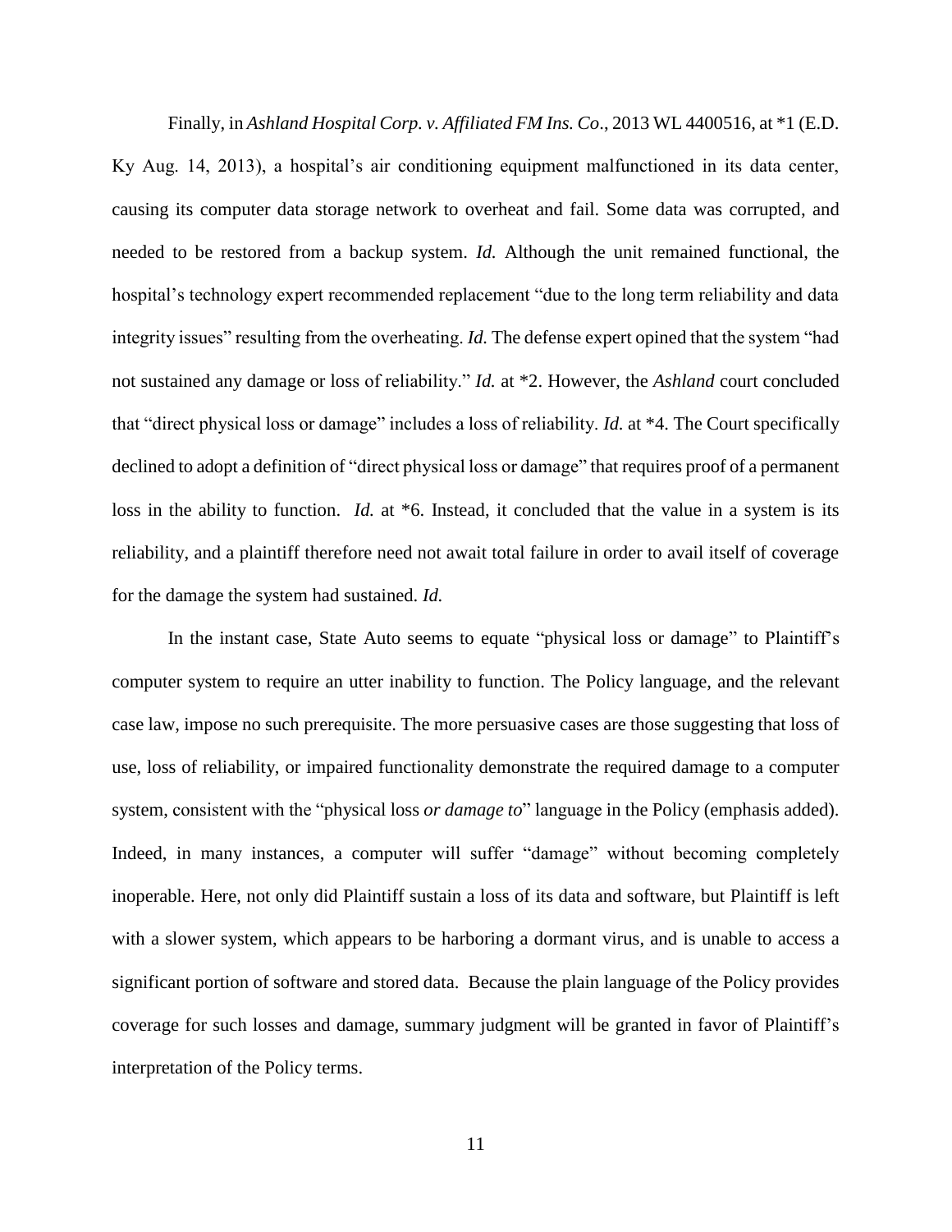Finally, in *Ashland Hospital Corp. v. Affiliated FM Ins. Co*., 2013 WL 4400516, at *1 (E.D. Ky Aug. 14, 2013), a hospital's air conditioning equipment malfunctioned in its data center, causing its computer data storage network to overheat and fail. Some data was corrupted, and needed to be restored from a backup system. *Id.* Although the unit remained functional, the hospital's technology expert recommended replacement "due to the long term reliability and data integrity issues" resulting from the overheating. *Id.* The defense expert opined that the system "had not sustained any damage or loss of reliability." *Id.* at *2. However, the *Ashland* court concluded that "direct physical loss or damage" includes a loss of reliability. *Id.* at *4. The Court specifically declined to adopt a definition of "direct physical loss or damage" that requires proof of a permanent loss in the ability to function. *Id.* at *6. Instead, it concluded that the value in a system is its reliability, and a plaintiff therefore need not await total failure in order to avail itself of coverage for the damage the system had sustained. *Id.*

In the instant case, State Auto seems to equate "physical loss or damage" to Plaintiff's computer system to require an utter inability to function. The Policy language, and the relevant case law, impose no such prerequisite. The more persuasive cases are those suggesting that loss of use, loss of reliability, or impaired functionality demonstrate the required damage to a computer system, consistent with the "physical loss *or damage to*" language in the Policy (emphasis added). Indeed, in many instances, a computer will suffer "damage" without becoming completely inoperable. Here, not only did Plaintiff sustain a loss of its data and software, but Plaintiff is left with a slower system, which appears to be harboring a dormant virus, and is unable to access a significant portion of software and stored data. Because the plain language of the Policy provides coverage for such losses and damage, summary judgment will be granted in favor of Plaintiff's interpretation of the Policy terms.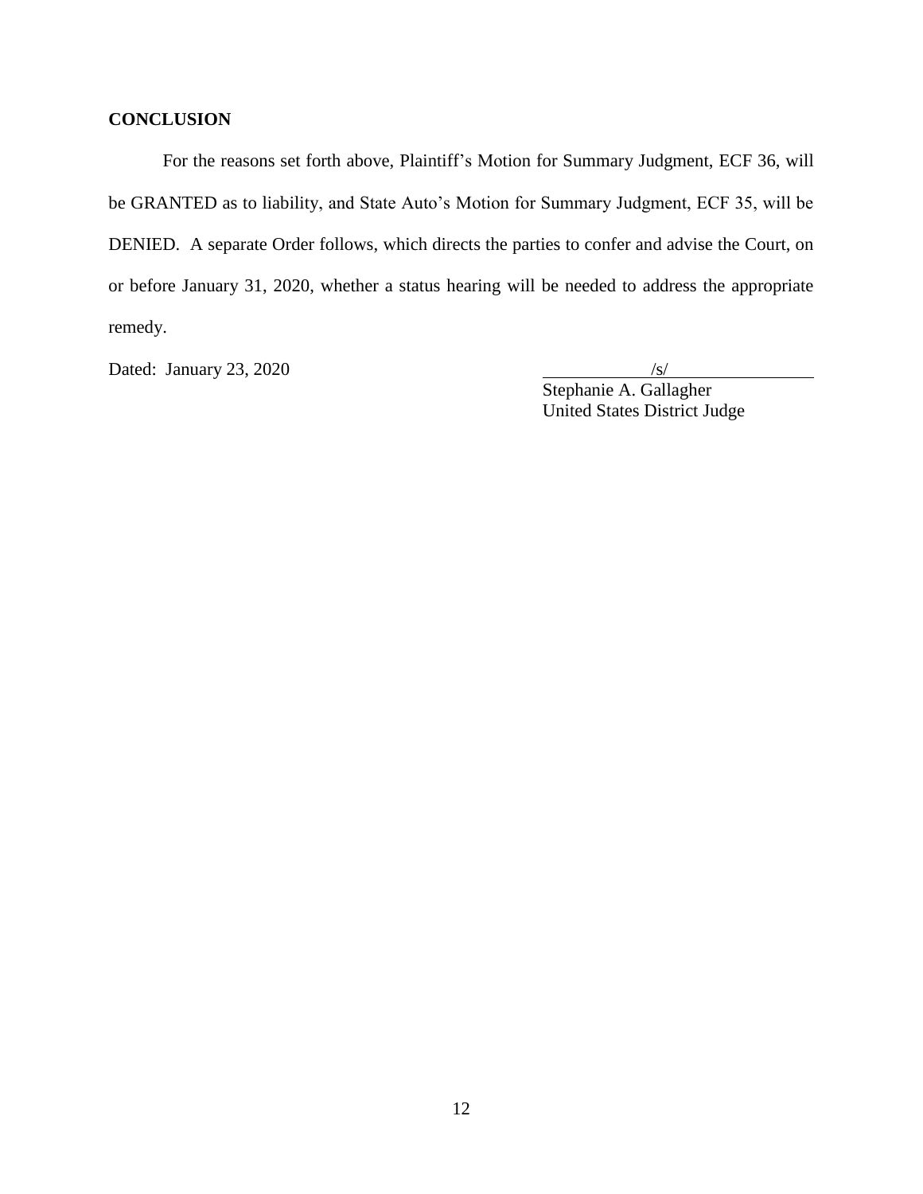**CONCLUSION**

For the reasons set forth above, Plaintiff's Motion for Summary Judgment, ECF 36, will be GRANTED as to liability, and State Auto's Motion for Summary Judgment, ECF 35, will be DENIED. A separate Order follows, which directs the parties to confer and advise the Court, on or before January 31, 2020, whether a status hearing will be needed to address the appropriate remedy.

Dated: January 23, 2020

/s/
Stephanie A. Gallagher
United States District Judge